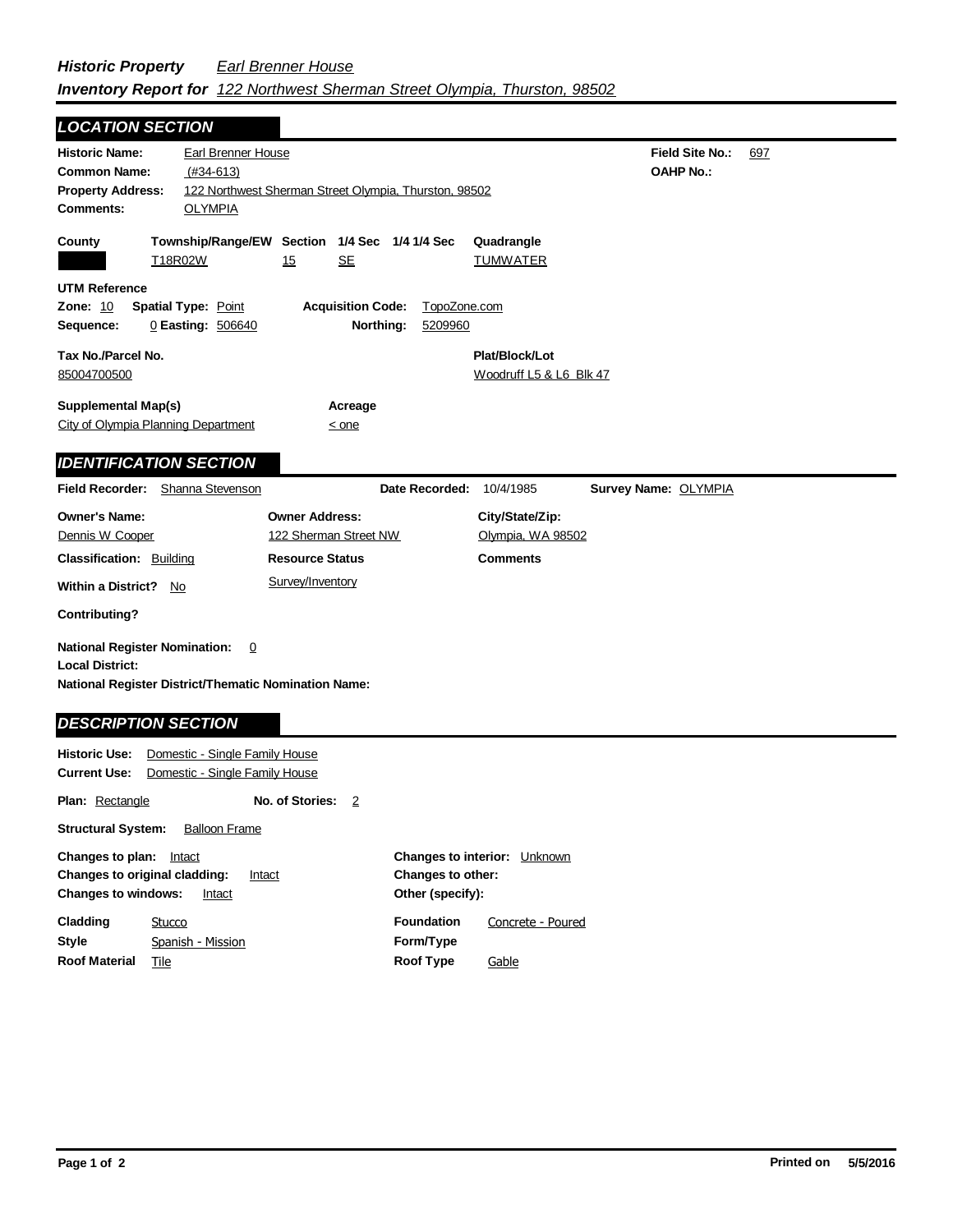***Historic Property*** *Earl Brenner House*
***Inventory Report for*** *122 Northwest Sherman Street Olympia, Thurston, 98502*

## LOCATION SECTION

**Historic Name:** Earl Brenner House
**Common Name:** (#34-613)
**Property Address:** 122 Northwest Sherman Street Olympia, Thurston, 98502
**Comments:** OLYMPIA

**Field Site No.:** 697
**OAHP No.:**

| County | Township/Range/EW | Section | 1/4 Sec | 1/4 1/4 Sec | Quadrangle |
|---|---|---|---|---|---|
| | T18R02W | 15 | SE | | TUMWATER |

**UTM Reference**
**Zone:** 10 **Spatial Type:** Point **Acquisition Code:** TopoZone.com
**Sequence:** 0 **Easting:** 506640 **Northing:** 5209960

**Tax No./Parcel No.**
85004700500

**Plat/Block/Lot**
Woodruff L5 & L6 Blk 47

**Supplemental Map(s)**
City of Olympia Planning Department

**Acreage**
< one

## IDENTIFICATION SECTION

**Field Recorder:** Shanna Stevenson **Date Recorded:** 10/4/1985 **Survey Name:** OLYMPIA

| Owner's Name: | Owner Address: | City/State/Zip: |
|---|---|---|
| Dennis W Cooper | 122 Sherman Street NW | Olympia, WA 98502 |

**Classification:** Building
**Resource Status:** Survey/Inventory
**Comments**
**Within a District?** No
**Contributing?**

**National Register Nomination:** 0
**Local District:**
**National Register District/Thematic Nomination Name:**

## DESCRIPTION SECTION

**Historic Use:** Domestic - Single Family House
**Current Use:** Domestic - Single Family House

**Plan:** Rectangle **No. of Stories:** 2

**Structural System:** Balloon Frame

**Changes to plan:** Intact
**Changes to original cladding:** Intact
**Changes to windows:** Intact
**Changes to interior:** Unknown
**Changes to other:**
**Other (specify):**

**Cladding** Stucco
**Style** Spanish - Mission
**Roof Material** Tile
**Foundation** Concrete - Poured
**Form/Type**
**Roof Type** Gable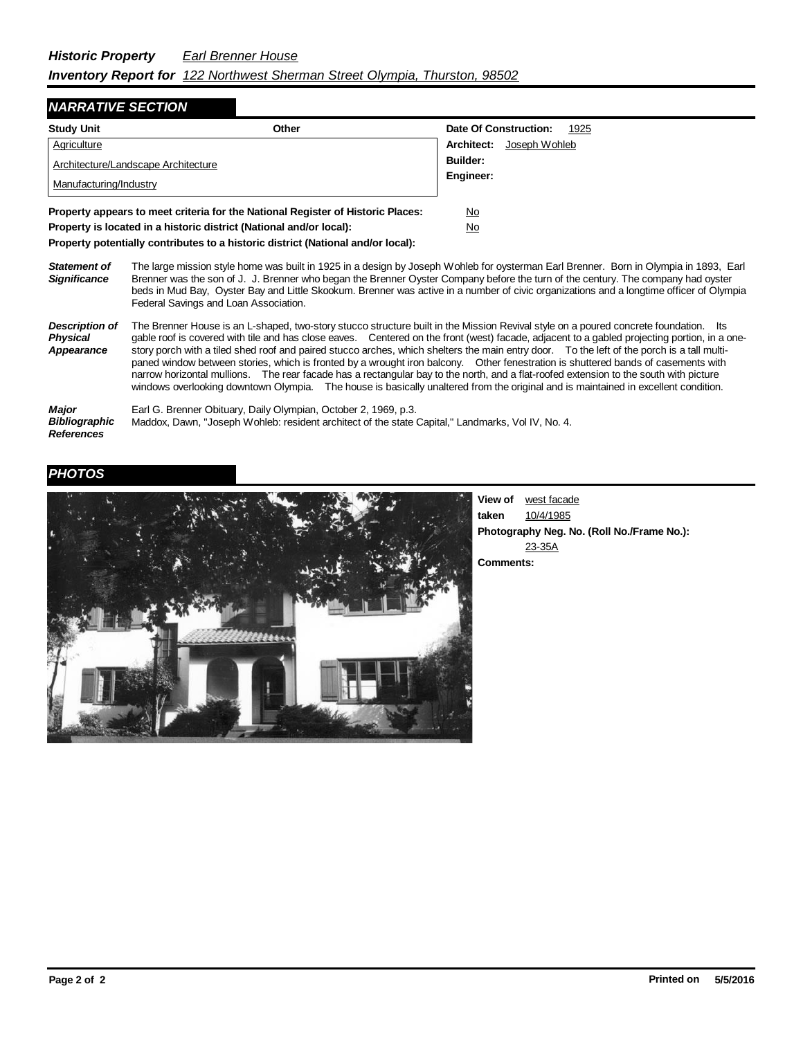**Historic Property** *Earl Brenner House*

**Inventory Report for** *122 Northwest Sherman Street Olympia, Thurston, 98502*

## NARRATIVE SECTION

| Study Unit | Other |
|---|---|
| Agriculture | |
| Architecture/Landscape Architecture | |
| Manufacturing/Industry | |

**Date Of Construction:** 1925

**Architect:** Joseph Wohleb

**Builder:**

**Engineer:**

**Property appears to meet criteria for the National Register of Historic Places:** No

**Property is located in a historic district (National and/or local):** No

**Property potentially contributes to a historic district (National and/or local):**

***Statement of Significance***

The large mission style home was built in 1925 in a design by Joseph Wohleb for oysterman Earl Brenner. Born in Olympia in 1893, Earl Brenner was the son of J. J. Brenner who began the Brenner Oyster Company before the turn of the century. The company had oyster beds in Mud Bay, Oyster Bay and Little Skookum. Brenner was active in a number of civic organizations and a longtime officer of Olympia Federal Savings and Loan Association.

***Description of Physical Appearance***

The Brenner House is an L-shaped, two-story stucco structure built in the Mission Revival style on a poured concrete foundation. Its gable roof is covered with tile and has close eaves. Centered on the front (west) facade, adjacent to a gabled projecting portion, in a one-story porch with a tiled shed roof and paired stucco arches, which shelters the main entry door. To the left of the porch is a tall multi-paned window between stories, which is fronted by a wrought iron balcony. Other fenestration is shuttered bands of casements with narrow horizontal mullions. The rear facade has a rectangular bay to the north, and a flat-roofed extension to the south with picture windows overlooking downtown Olympia. The house is basically unaltered from the original and is maintained in excellent condition.

***Major Bibliographic References***

Earl G. Brenner Obituary, Daily Olympian, October 2, 1969, p.3.
Maddox, Dawn, "Joseph Wohleb: resident architect of the state Capital," Landmarks, Vol IV, No. 4.

## PHOTOS

**View of** west facade

**taken** 10/4/1985

**Photography Neg. No. (Roll No./Frame No.):** 23-35A

**Comments:**